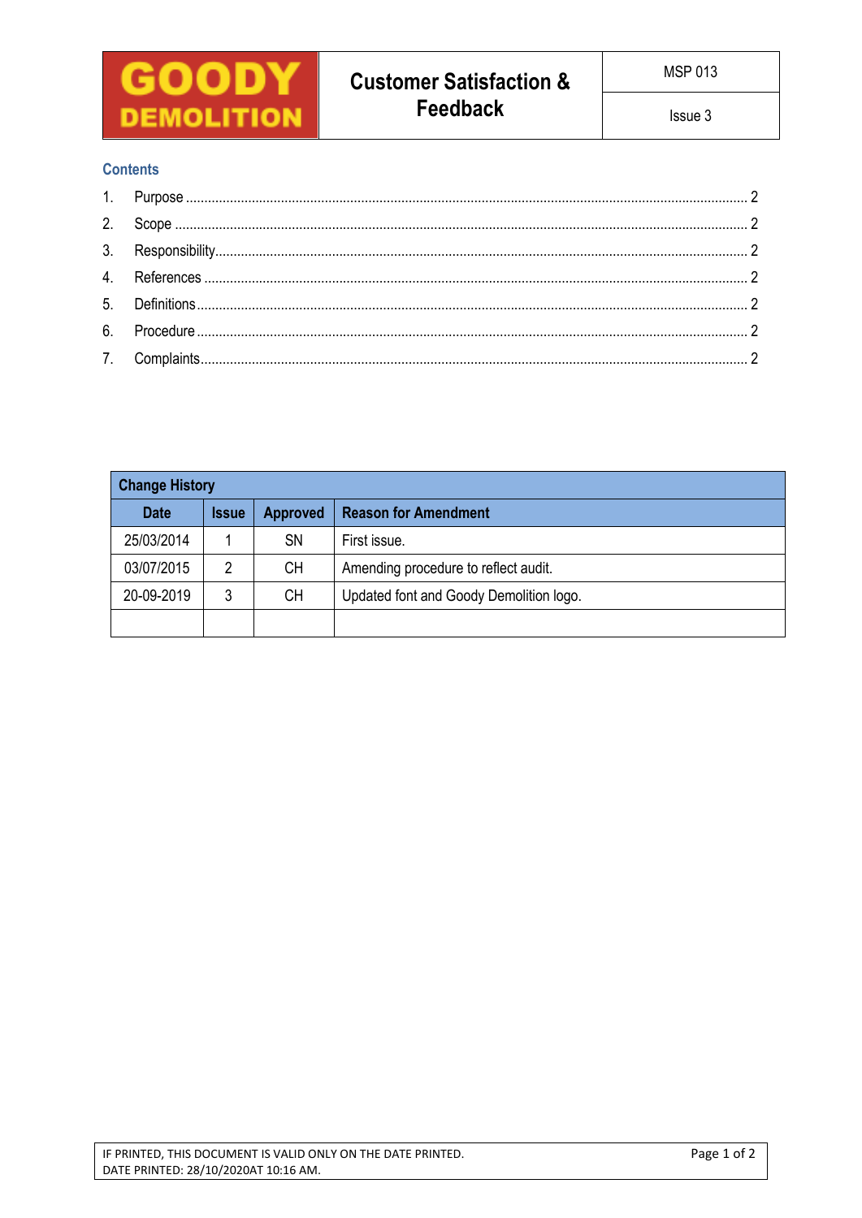| GOODY DEMOLITION | Customer Satisfaction & Feedback | MSP 013 |
|---|---|---|
| | | Issue 3 |

## Contents

1. Purpose ........ 2
2. Scope ........ 2
3. Responsibility ........ 2
4. References ........ 2
5. Definitions ........ 2
6. Procedure ........ 2
7. Complaints ........ 2

| Change History | | | |
|---|---|---|---|
| **Date** | **Issue** | **Approved** | **Reason for Amendment** |
| 25/03/2014 | 1 | SN | First issue. |
| 03/07/2015 | 2 | CH | Amending procedure to reflect audit. |
| 20-09-2019 | 3 | CH | Updated font and Goody Demolition logo. |
| | | | |

IF PRINTED, THIS DOCUMENT IS VALID ONLY ON THE DATE PRINTED.
DATE PRINTED: 28/10/2020AT 10:16 AM.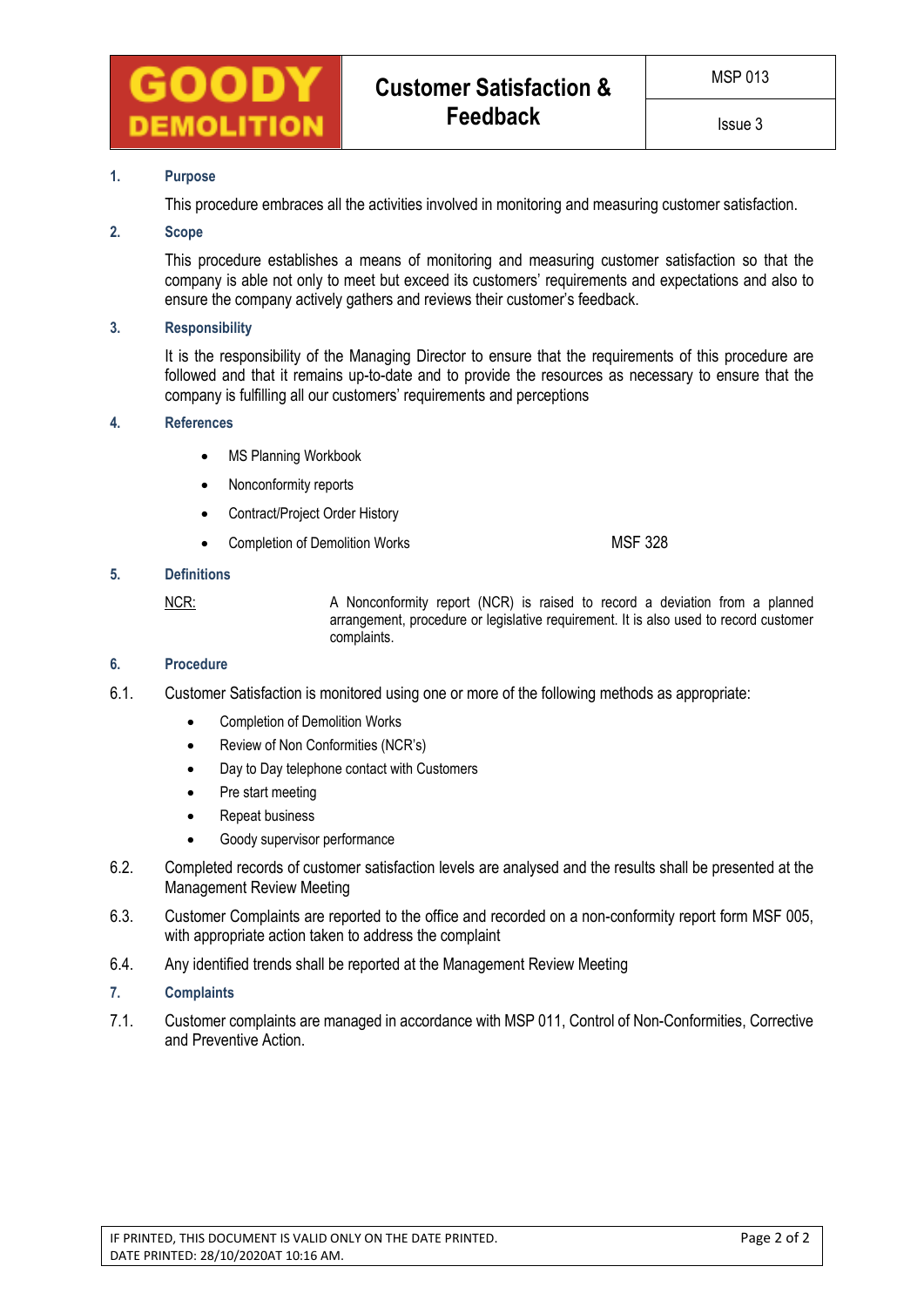| GOODY DEMOLITION | Customer Satisfaction & Feedback | MSP 013 |
|---|---|---|
| | | Issue 3 |

## 1. Purpose

This procedure embraces all the activities involved in monitoring and measuring customer satisfaction.

## 2. Scope

This procedure establishes a means of monitoring and measuring customer satisfaction so that the company is able not only to meet but exceed its customers' requirements and expectations and also to ensure the company actively gathers and reviews their customer's feedback.

## 3. Responsibility

It is the responsibility of the Managing Director to ensure that the requirements of this procedure are followed and that it remains up-to-date and to provide the resources as necessary to ensure that the company is fulfilling all our customers' requirements and perceptions

## 4. References

- MS Planning Workbook
- Nonconformity reports
- Contract/Project Order History
- Completion of Demolition Works MSF 328

## 5. Definitions

NCR: A Nonconformity report (NCR) is raised to record a deviation from a planned arrangement, procedure or legislative requirement. It is also used to record customer complaints.

## 6. Procedure

6.1. Customer Satisfaction is monitored using one or more of the following methods as appropriate:

- Completion of Demolition Works
- Review of Non Conformities (NCR's)
- Day to Day telephone contact with Customers
- Pre start meeting
- Repeat business
- Goody supervisor performance

6.2. Completed records of customer satisfaction levels are analysed and the results shall be presented at the Management Review Meeting

6.3. Customer Complaints are reported to the office and recorded on a non-conformity report form MSF 005, with appropriate action taken to address the complaint

6.4. Any identified trends shall be reported at the Management Review Meeting

## 7. Complaints

7.1. Customer complaints are managed in accordance with MSP 011, Control of Non-Conformities, Corrective and Preventive Action.

IF PRINTED, THIS DOCUMENT IS VALID ONLY ON THE DATE PRINTED.
DATE PRINTED: 28/10/2020AT 10:16 AM.